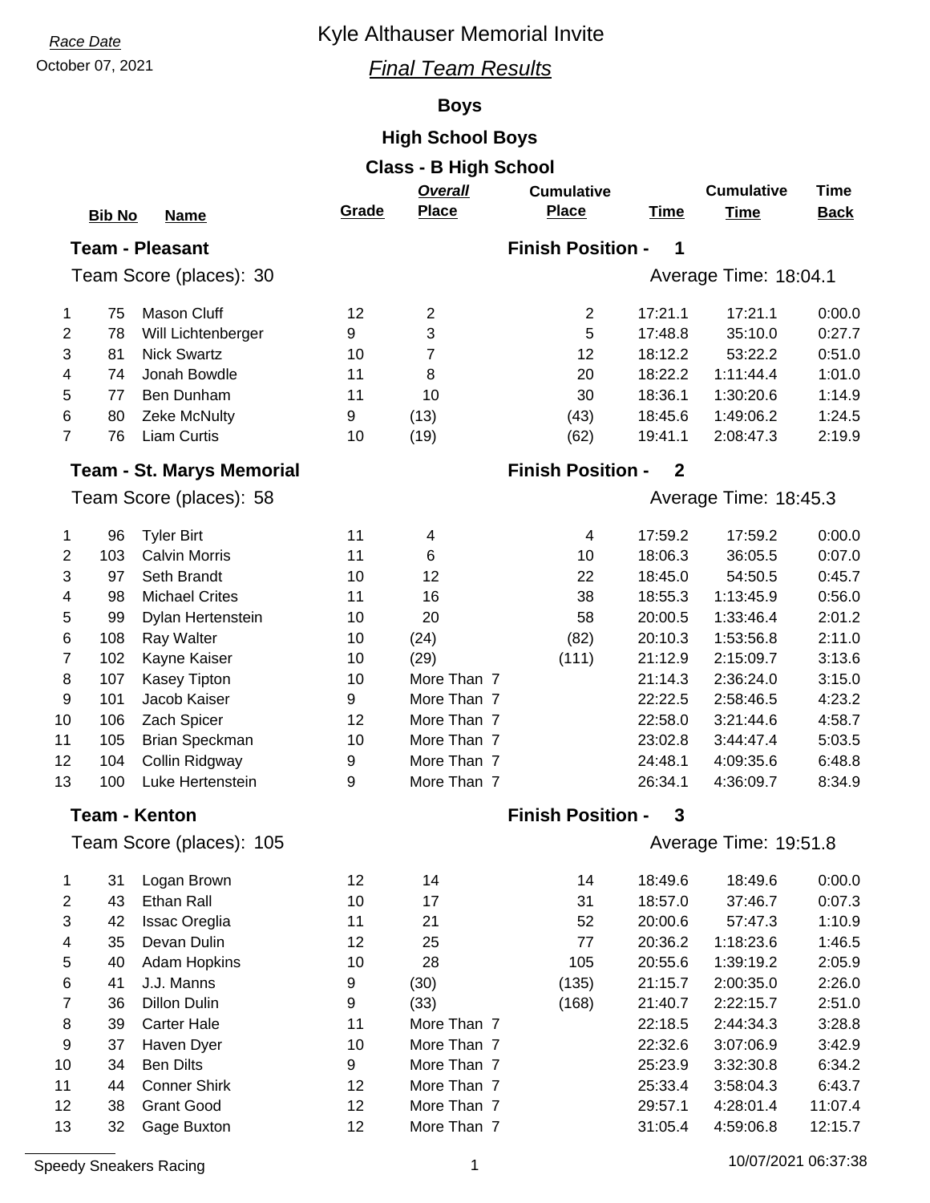*Race Date*

October 07, 2021

# Kyle Althauser Memorial Invite

## *Final Team Results*

### Boys

### High School Boys

### Class - B High School

**Team - Pleasant** — **Finish Position - 1**

Team Score (places): 30 — Average Time: 18:04.1

| | Bib No | Name | Grade | Overall Place | Cumulative Place | Time | Cumulative Time | Time Back |
|---|---|---|---|---|---|---|---|---|
| 1 | 75 | Mason Cluff | 12 | 2 | 2 | 17:21.1 | 17:21.1 | 0:00.0 |
| 2 | 78 | Will Lichtenberger | 9 | 3 | 5 | 17:48.8 | 35:10.0 | 0:27.7 |
| 3 | 81 | Nick Swartz | 10 | 7 | 12 | 18:12.2 | 53:22.2 | 0:51.0 |
| 4 | 74 | Jonah Bowdle | 11 | 8 | 20 | 18:22.2 | 1:11:44.4 | 1:01.0 |
| 5 | 77 | Ben Dunham | 11 | 10 | 30 | 18:36.1 | 1:30:20.6 | 1:14.9 |
| 6 | 80 | Zeke McNulty | 9 | (13) | (43) | 18:45.6 | 1:49:06.2 | 1:24.5 |
| 7 | 76 | Liam Curtis | 10 | (19) | (62) | 19:41.1 | 2:08:47.3 | 2:19.9 |

**Team - St. Marys Memorial** — **Finish Position - 2**

Team Score (places): 58 — Average Time: 18:45.3

| | Bib No | Name | Grade | Overall Place | Cumulative Place | Time | Cumulative Time | Time Back |
|---|---|---|---|---|---|---|---|---|
| 1 | 96 | Tyler Birt | 11 | 4 | 4 | 17:59.2 | 17:59.2 | 0:00.0 |
| 2 | 103 | Calvin Morris | 11 | 6 | 10 | 18:06.3 | 36:05.5 | 0:07.0 |
| 3 | 97 | Seth Brandt | 10 | 12 | 22 | 18:45.0 | 54:50.5 | 0:45.7 |
| 4 | 98 | Michael Crites | 11 | 16 | 38 | 18:55.3 | 1:13:45.9 | 0:56.0 |
| 5 | 99 | Dylan Hertenstein | 10 | 20 | 58 | 20:00.5 | 1:33:46.4 | 2:01.2 |
| 6 | 108 | Ray Walter | 10 | (24) | (82) | 20:10.3 | 1:53:56.8 | 2:11.0 |
| 7 | 102 | Kayne Kaiser | 10 | (29) | (111) | 21:12.9 | 2:15:09.7 | 3:13.6 |
| 8 | 107 | Kasey Tipton | 10 | More Than 7 | | 21:14.3 | 2:36:24.0 | 3:15.0 |
| 9 | 101 | Jacob Kaiser | 9 | More Than 7 | | 22:22.5 | 2:58:46.5 | 4:23.2 |
| 10 | 106 | Zach Spicer | 12 | More Than 7 | | 22:58.0 | 3:21:44.6 | 4:58.7 |
| 11 | 105 | Brian Speckman | 10 | More Than 7 | | 23:02.8 | 3:44:47.4 | 5:03.5 |
| 12 | 104 | Collin Ridgway | 9 | More Than 7 | | 24:48.1 | 4:09:35.6 | 6:48.8 |
| 13 | 100 | Luke Hertenstein | 9 | More Than 7 | | 26:34.1 | 4:36:09.7 | 8:34.9 |

**Team - Kenton** — **Finish Position - 3**

Team Score (places): 105 — Average Time: 19:51.8

| | Bib No | Name | Grade | Overall Place | Cumulative Place | Time | Cumulative Time | Time Back |
|---|---|---|---|---|---|---|---|---|
| 1 | 31 | Logan Brown | 12 | 14 | 14 | 18:49.6 | 18:49.6 | 0:00.0 |
| 2 | 43 | Ethan Rall | 10 | 17 | 31 | 18:57.0 | 37:46.7 | 0:07.3 |
| 3 | 42 | Issac Oreglia | 11 | 21 | 52 | 20:00.6 | 57:47.3 | 1:10.9 |
| 4 | 35 | Devan Dulin | 12 | 25 | 77 | 20:36.2 | 1:18:23.6 | 1:46.5 |
| 5 | 40 | Adam Hopkins | 10 | 28 | 105 | 20:55.6 | 1:39:19.2 | 2:05.9 |
| 6 | 41 | J.J. Manns | 9 | (30) | (135) | 21:15.7 | 2:00:35.0 | 2:26.0 |
| 7 | 36 | Dillon Dulin | 9 | (33) | (168) | 21:40.7 | 2:22:15.7 | 2:51.0 |
| 8 | 39 | Carter Hale | 11 | More Than 7 | | 22:18.5 | 2:44:34.3 | 3:28.8 |
| 9 | 37 | Haven Dyer | 10 | More Than 7 | | 22:32.6 | 3:07:06.9 | 3:42.9 |
| 10 | 34 | Ben Dilts | 9 | More Than 7 | | 25:23.9 | 3:32:30.8 | 6:34.2 |
| 11 | 44 | Conner Shirk | 12 | More Than 7 | | 25:33.4 | 3:58:04.3 | 6:43.7 |
| 12 | 38 | Grant Good | 12 | More Than 7 | | 29:57.1 | 4:28:01.4 | 11:07.4 |
| 13 | 32 | Gage Buxton | 12 | More Than 7 | | 31:05.4 | 4:59:06.8 | 12:15.7 |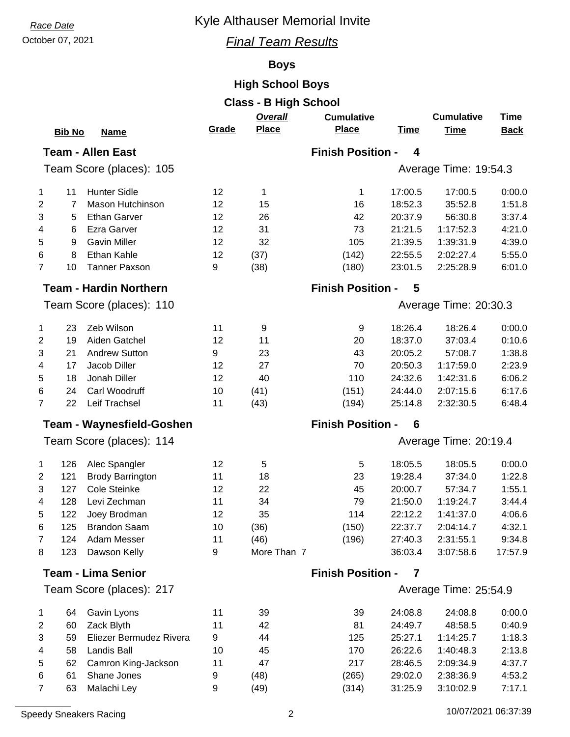Race Date

October 07, 2021

# Kyle Althauser Memorial Invite

## *Final Team Results*

### Boys

### High School Boys

### Class - B High School

**Team - Allen East** — **Finish Position - 4**

Team Score (places): 105 — Average Time: 19:54.3

| | Bib No | Name | Grade | Overall Place | Cumulative Place | Time | Cumulative Time | Time Back |
|---|---|---|---|---|---|---|---|---|
| 1 | 11 | Hunter Sidle | 12 | 1 | 1 | 17:00.5 | 17:00.5 | 0:00.0 |
| 2 | 7 | Mason Hutchinson | 12 | 15 | 16 | 18:52.3 | 35:52.8 | 1:51.8 |
| 3 | 5 | Ethan Garver | 12 | 26 | 42 | 20:37.9 | 56:30.8 | 3:37.4 |
| 4 | 6 | Ezra Garver | 12 | 31 | 73 | 21:21.5 | 1:17:52.3 | 4:21.0 |
| 5 | 9 | Gavin Miller | 12 | 32 | 105 | 21:39.5 | 1:39:31.9 | 4:39.0 |
| 6 | 8 | Ethan Kahle | 12 | (37) | (142) | 22:55.5 | 2:02:27.4 | 5:55.0 |
| 7 | 10 | Tanner Paxson | 9 | (38) | (180) | 23:01.5 | 2:25:28.9 | 6:01.0 |

**Team - Hardin Northern** — **Finish Position - 5**

Team Score (places): 110 — Average Time: 20:30.3

| | Bib No | Name | Grade | Overall Place | Cumulative Place | Time | Cumulative Time | Time Back |
|---|---|---|---|---|---|---|---|---|
| 1 | 23 | Zeb Wilson | 11 | 9 | 9 | 18:26.4 | 18:26.4 | 0:00.0 |
| 2 | 19 | Aiden Gatchel | 12 | 11 | 20 | 18:37.0 | 37:03.4 | 0:10.6 |
| 3 | 21 | Andrew Sutton | 9 | 23 | 43 | 20:05.2 | 57:08.7 | 1:38.8 |
| 4 | 17 | Jacob Diller | 12 | 27 | 70 | 20:50.3 | 1:17:59.0 | 2:23.9 |
| 5 | 18 | Jonah Diller | 12 | 40 | 110 | 24:32.6 | 1:42:31.6 | 6:06.2 |
| 6 | 24 | Carl Woodruff | 10 | (41) | (151) | 24:44.0 | 2:07:15.6 | 6:17.6 |
| 7 | 22 | Leif Trachsel | 11 | (43) | (194) | 25:14.8 | 2:32:30.5 | 6:48.4 |

**Team - Waynesfield-Goshen** — **Finish Position - 6**

Team Score (places): 114 — Average Time: 20:19.4

| | Bib No | Name | Grade | Overall Place | Cumulative Place | Time | Cumulative Time | Time Back |
|---|---|---|---|---|---|---|---|---|
| 1 | 126 | Alec Spangler | 12 | 5 | 5 | 18:05.5 | 18:05.5 | 0:00.0 |
| 2 | 121 | Brody Barrington | 11 | 18 | 23 | 19:28.4 | 37:34.0 | 1:22.8 |
| 3 | 127 | Cole Steinke | 12 | 22 | 45 | 20:00.7 | 57:34.7 | 1:55.1 |
| 4 | 128 | Levi Zechman | 11 | 34 | 79 | 21:50.0 | 1:19:24.7 | 3:44.4 |
| 5 | 122 | Joey Brodman | 12 | 35 | 114 | 22:12.2 | 1:41:37.0 | 4:06.6 |
| 6 | 125 | Brandon Saam | 10 | (36) | (150) | 22:37.7 | 2:04:14.7 | 4:32.1 |
| 7 | 124 | Adam Messer | 11 | (46) | (196) | 27:40.3 | 2:31:55.1 | 9:34.8 |
| 8 | 123 | Dawson Kelly | 9 | More Than 7 | | 36:03.4 | 3:07:58.6 | 17:57.9 |

**Team - Lima Senior** — **Finish Position - 7**

Team Score (places): 217 — Average Time: 25:54.9

| | Bib No | Name | Grade | Overall Place | Cumulative Place | Time | Cumulative Time | Time Back |
|---|---|---|---|---|---|---|---|---|
| 1 | 64 | Gavin Lyons | 11 | 39 | 39 | 24:08.8 | 24:08.8 | 0:00.0 |
| 2 | 60 | Zack Blyth | 11 | 42 | 81 | 24:49.7 | 48:58.5 | 0:40.9 |
| 3 | 59 | Eliezer Bermudez Rivera | 9 | 44 | 125 | 25:27.1 | 1:14:25.7 | 1:18.3 |
| 4 | 58 | Landis Ball | 10 | 45 | 170 | 26:22.6 | 1:40:48.3 | 2:13.8 |
| 5 | 62 | Camron King-Jackson | 11 | 47 | 217 | 28:46.5 | 2:09:34.9 | 4:37.7 |
| 6 | 61 | Shane Jones | 9 | (48) | (265) | 29:02.0 | 2:38:36.9 | 4:53.2 |
| 7 | 63 | Malachi Ley | 9 | (49) | (314) | 31:25.9 | 3:10:02.9 | 7:17.1 |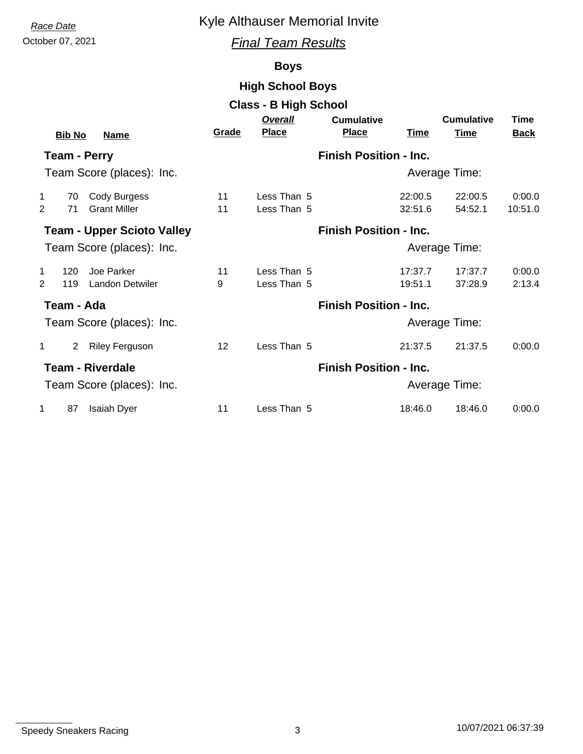*Race Date*

October 07, 2021

# Kyle Althauser Memorial Invite

## *Final Team Results*

### Boys

### High School Boys

### Class - B High School

| | Bib No | Name | Grade | Overall Place | Cumulative Place | Time | Cumulative Time | Time Back |
|---|---|---|---|---|---|---|---|---|
| **Team - Perry** | | | | | **Finish Position - Inc.** | | | |
| Team Score (places): Inc. | | | | | | Average Time: | | |
| 1 | 70 | Cody Burgess | 11 | Less Than 5 | | 22:00.5 | 22:00.5 | 0:00.0 |
| 2 | 71 | Grant Miller | 11 | Less Than 5 | | 32:51.6 | 54:52.1 | 10:51.0 |
| **Team - Upper Scioto Valley** | | | | | **Finish Position - Inc.** | | | |
| Team Score (places): Inc. | | | | | | Average Time: | | |
| 1 | 120 | Joe Parker | 11 | Less Than 5 | | 17:37.7 | 17:37.7 | 0:00.0 |
| 2 | 119 | Landon Detwiler | 9 | Less Than 5 | | 19:51.1 | 37:28.9 | 2:13.4 |
| **Team - Ada** | | | | | **Finish Position - Inc.** | | | |
| Team Score (places): Inc. | | | | | | Average Time: | | |
| 1 | 2 | Riley Ferguson | 12 | Less Than 5 | | 21:37.5 | 21:37.5 | 0:00.0 |
| **Team - Riverdale** | | | | | **Finish Position - Inc.** | | | |
| Team Score (places): Inc. | | | | | | Average Time: | | |
| 1 | 87 | Isaiah Dyer | 11 | Less Than 5 | | 18:46.0 | 18:46.0 | 0:00.0 |

Speedy Sneakers Racing

10/07/2021 06:37:39